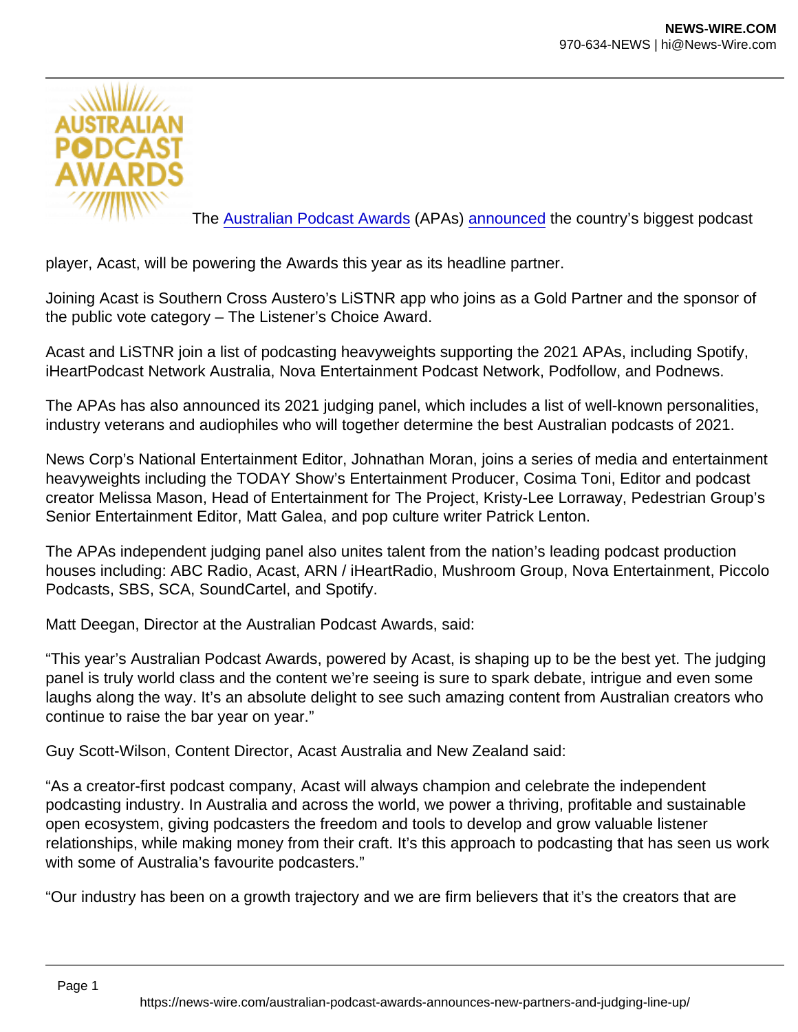The [Australian Podcast Awards](https://news-wire.com/australian-podcast-awards-announces-new-partners-and-judging-line-up/) (APAs) [announced](https://news-wire.com/australian-podcast-awards-announces-new-partners-and-judging-line-up/) the country's biggest podcast player, Acast, will be powering the Awards this year as its headline partner.

Joining Acast is Southern Cross Austero's LiSTNR app who joins as a Gold Partner and the sponsor of the public vote category – The Listener's Choice Award.

Acast and LiSTNR join a list of podcasting heavyweights supporting the 2021 APAs, including Spotify, iHeartPodcast Network Australia, Nova Entertainment Podcast Network, Podfollow, and Podnews.

The APAs has also announced its 2021 judging panel, which includes a list of well-known personalities, industry veterans and audiophiles who will together determine the best Australian podcasts of 2021.

News Corp's National Entertainment Editor, Johnathan Moran, joins a series of media and entertainment heavyweights including the TODAY Show's Entertainment Producer, Cosima Toni, Editor and podcast creator Melissa Mason, Head of Entertainment for The Project, Kristy-Lee Lorraway, Pedestrian Group's Senior Entertainment Editor, Matt Galea, and pop culture writer Patrick Lenton.

The APAs independent judging panel also unites talent from the nation's leading podcast production houses including: ABC Radio, Acast, ARN / iHeartRadio, Mushroom Group, Nova Entertainment, Piccolo Podcasts, SBS, SCA, SoundCartel, and Spotify.

Matt Deegan, Director at the Australian Podcast Awards, said:

"This year's Australian Podcast Awards, powered by Acast, is shaping up to be the best yet. The judging panel is truly world class and the content we're seeing is sure to spark debate, intrigue and even some laughs along the way. It's an absolute delight to see such amazing content from Australian creators who continue to raise the bar year on year."

Guy Scott-Wilson, Content Director, Acast Australia and New Zealand said:

"As a creator-first podcast company, Acast will always champion and celebrate the independent podcasting industry. In Australia and across the world, we power a thriving, profitable and sustainable open ecosystem, giving podcasters the freedom and tools to develop and grow valuable listener relationships, while making money from their craft. It's this approach to podcasting that has seen us work with some of Australia's favourite podcasters."

"Our industry has been on a growth trajectory and we are firm believers that it's the creators that are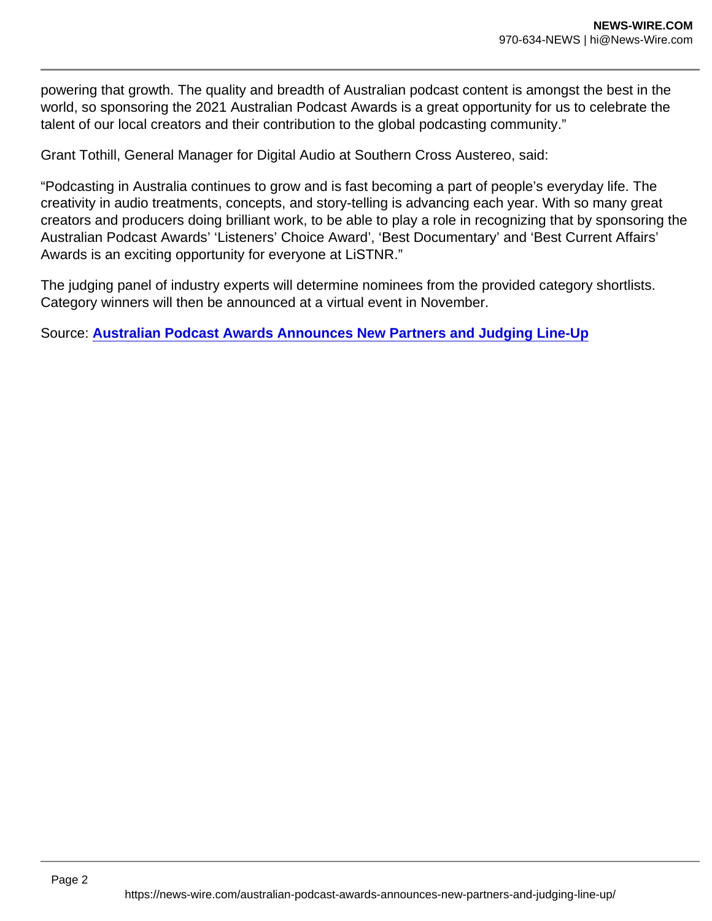powering that growth. The quality and breadth of Australian podcast content is amongst the best in the world, so sponsoring the 2021 Australian Podcast Awards is a great opportunity for us to celebrate the talent of our local creators and their contribution to the global podcasting community."

Grant Tothill, General Manager for Digital Audio at Southern Cross Austereo, said:

"Podcasting in Australia continues to grow and is fast becoming a part of people's everyday life. The creativity in audio treatments, concepts, and story-telling is advancing each year. With so many great creators and producers doing brilliant work, to be able to play a role in recognizing that by sponsoring the Australian Podcast Awards' 'Listeners' Choice Award', 'Best Documentary' and 'Best Current Affairs' Awards is an exciting opportunity for everyone at LiSTNR."

The judging panel of industry experts will determine nominees from the provided category shortlists. Category winners will then be announced at a virtual event in November.

Source: **Australian Podcast Awards Announces New Partners and Judging Line-Up**